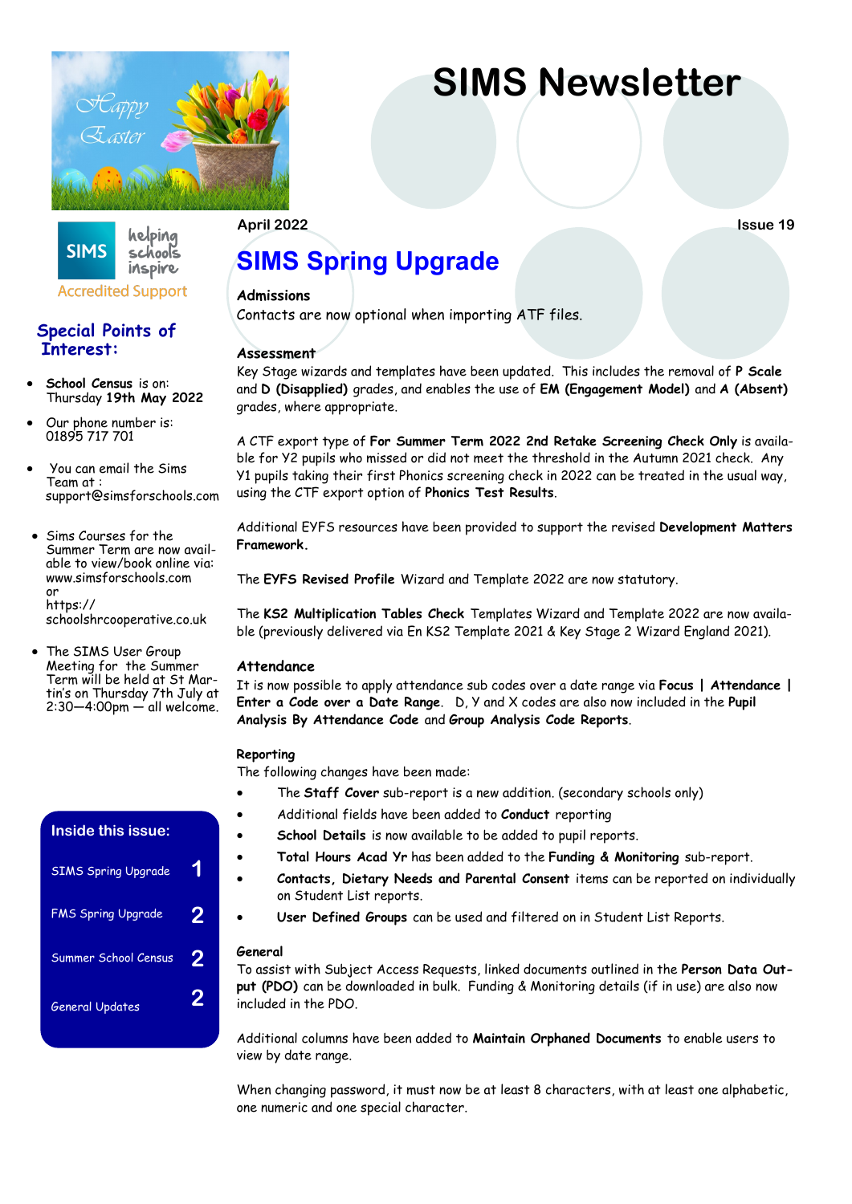# SIMS Newsletter

April 2022 Issue 19

## Special Points of Interest:

- **School Census** is on: Thursday **19th May 2022**
- Our phone number is: 01895 717 701
- You can email the Sims Team at : support@simsforschools.com
- Sims Courses for the Summer Term are now available to view/book online via: www.simsforschools.com or https://schoolshrcooperative.co.uk
- The SIMS User Group Meeting for the Summer Term will be held at St Martin's on Thursday 7th July at 2:30—4:00pm — all welcome.

### Inside this issue:

| | |
|---|---|
| SIMS Spring Upgrade | 1 |
| FMS Spring Upgrade | 2 |
| Summer School Census | 2 |
| General Updates | 2 |

## SIMS Spring Upgrade

### Admissions

Contacts are now optional when importing ATF files.

### Assessment

Key Stage wizards and templates have been updated. This includes the removal of **P Scale** and **D (Disapplied)** grades, and enables the use of **EM (Engagement Model)** and **A (Absent)** grades, where appropriate.

A CTF export type of **For Summer Term 2022 2nd Retake Screening Check Only** is available for Y2 pupils who missed or did not meet the threshold in the Autumn 2021 check. Any Y1 pupils taking their first Phonics screening check in 2022 can be treated in the usual way, using the CTF export option of **Phonics Test Results**.

Additional EYFS resources have been provided to support the revised **Development Matters Framework.**

The **EYFS Revised Profile** Wizard and Template 2022 are now statutory.

The **KS2 Multiplication Tables Check** Templates Wizard and Template 2022 are now available (previously delivered via En KS2 Template 2021 & Key Stage 2 Wizard England 2021).

### Attendance

It is now possible to apply attendance sub codes over a date range via **Focus | Attendance | Enter a Code over a Date Range**. D, Y and X codes are also now included in the **Pupil Analysis By Attendance Code** and **Group Analysis Code Reports**.

### Reporting

The following changes have been made:

- The **Staff Cover** sub-report is a new addition. (secondary schools only)
- Additional fields have been added to **Conduct** reporting
- **School Details** is now available to be added to pupil reports.
- **Total Hours Acad Yr** has been added to the **Funding & Monitoring** sub-report.
- **Contacts, Dietary Needs and Parental Consent** items can be reported on individually on Student List reports.
- **User Defined Groups** can be used and filtered on in Student List Reports.

### General

To assist with Subject Access Requests, linked documents outlined in the **Person Data Output (PDO)** can be downloaded in bulk. Funding & Monitoring details (if in use) are also now included in the PDO.

Additional columns have been added to **Maintain Orphaned Documents** to enable users to view by date range.

When changing password, it must now be at least 8 characters, with at least one alphabetic, one numeric and one special character.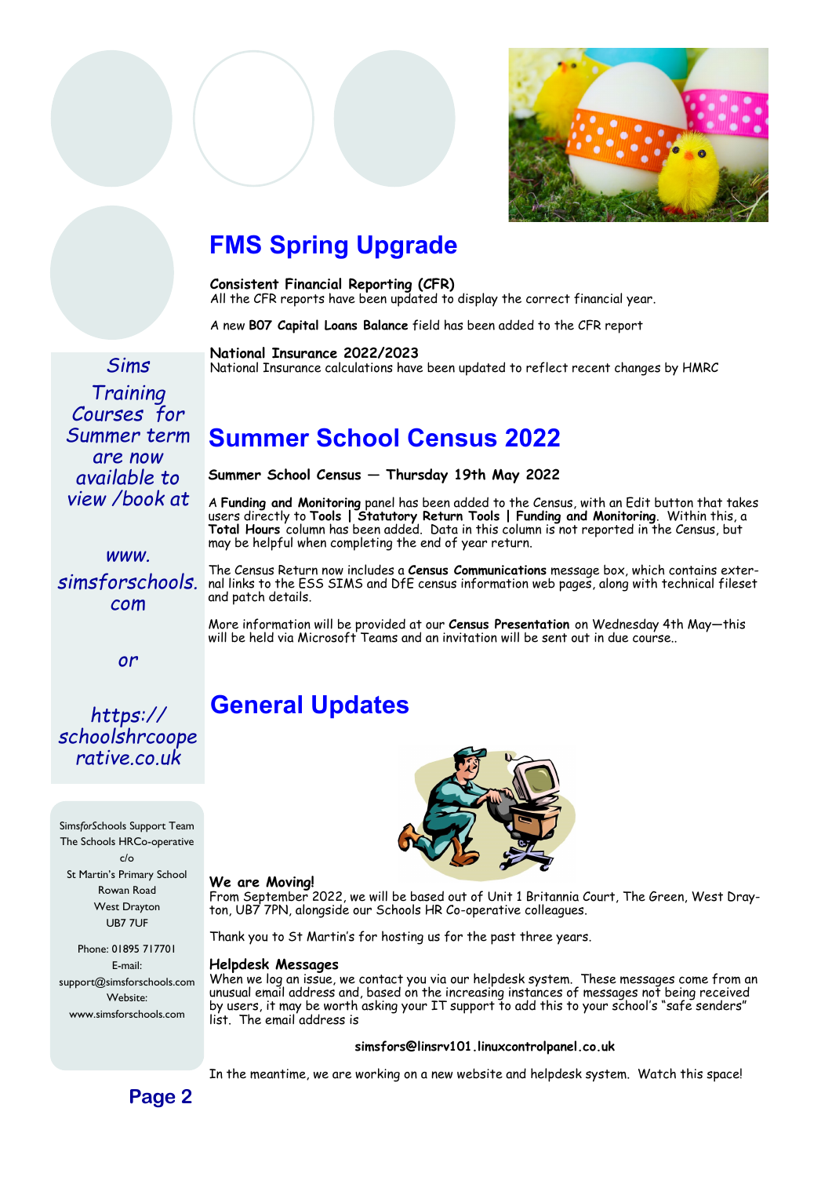## FMS Spring Upgrade

**Consistent Financial Reporting (CFR)**
All the CFR reports have been updated to display the correct financial year.

A new **B07 Capital Loans Balance** field has been added to the CFR report

**National Insurance 2022/2023**
National Insurance calculations have been updated to reflect recent changes by HMRC

## Summer School Census 2022

**Summer School Census — Thursday 19th May 2022**

A **Funding and Monitoring** panel has been added to the Census, with an Edit button that takes users directly to **Tools | Statutory Return Tools | Funding and Monitoring**. Within this, a **Total Hours** column has been added. Data in this column is not reported in the Census, but may be helpful when completing the end of year return.

The Census Return now includes a **Census Communications** message box, which contains external links to the ESS SIMS and DfE census information web pages, along with technical fileset and patch details.

More information will be provided at our **Census Presentation** on Wednesday 4th May—this will be held via Microsoft Teams and an invitation will be sent out in due course..

## General Updates

**We are Moving!**
From September 2022, we will be based out of Unit 1 Britannia Court, The Green, West Drayton, UB7 7PN, alongside our Schools HR Co-operative colleagues.

Thank you to St Martin's for hosting us for the past three years.

**Helpdesk Messages**
When we log an issue, we contact you via our helpdesk system. These messages come from an unusual email address and, based on the increasing instances of messages not being received by users, it may be worth asking your IT support to add this to your school's "safe senders" list. The email address is

**simsfors@linsrv101.linuxcontrolpanel.co.uk**

In the meantime, we are working on a new website and helpdesk system. Watch this space!

*Sims Training Courses for Summer term are now available to view /book at*

*www.simsforschools.com*

*or*

*https://schoolshrcooperative.co.uk*

Sims*for*Schools Support Team
The Schools HRCo-operative
c/o
St Martin's Primary School
Rowan Road
West Drayton
UB7 7UF

Phone: 01895 717701
E-mail: support@simsforschools.com
Website: www.simsforschools.com